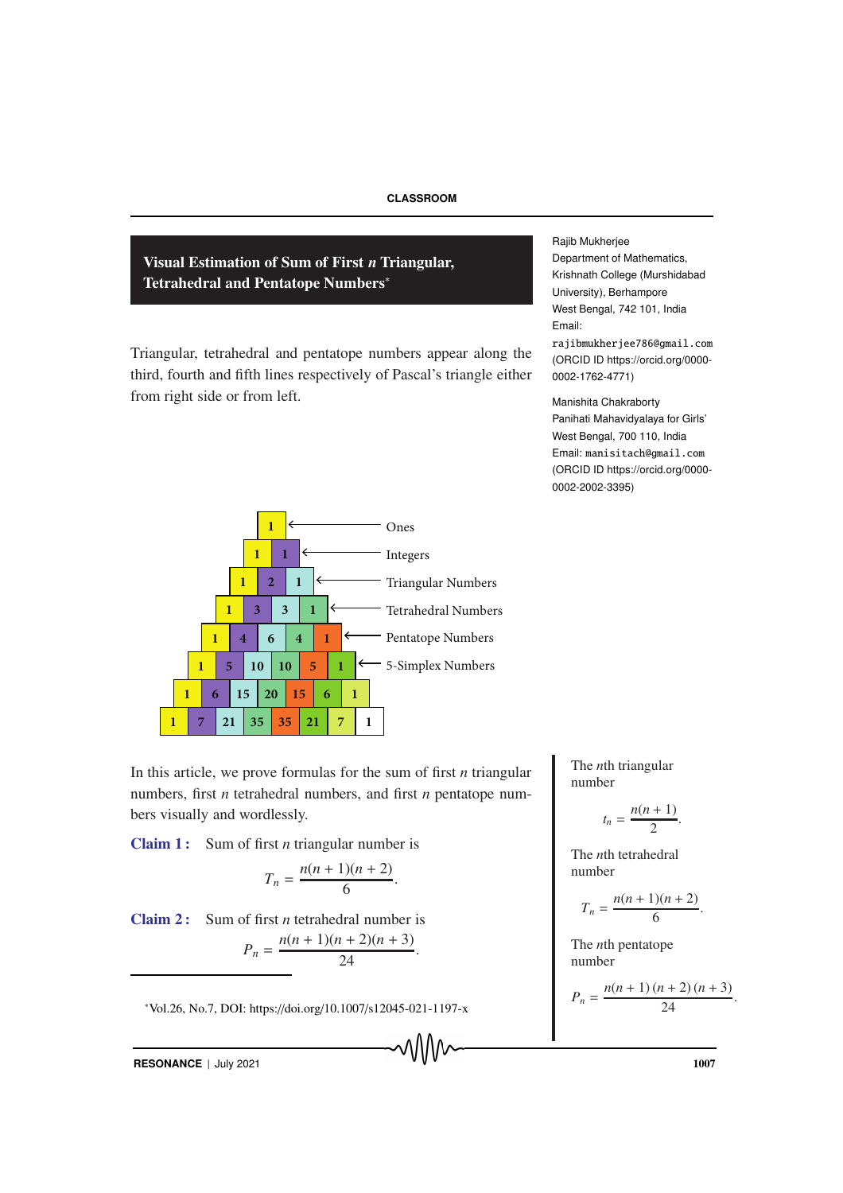CLASSROOM

# Visual Estimation of Sum of First *n* Triangular, Tetrahedral and Pentatope Numbers*

Rajib Mukherjee
Department of Mathematics,
Krishnath College (Murshidabad University), Berhampore
West Bengal, 742 101, India
Email:
rajibmukherjee786@gmail.com
(ORCID ID https://orcid.org/0000-0002-1762-4771)

Manishita Chakraborty
Panihati Mahavidyalaya for Girls'
West Bengal, 700 110, India
Email: manisitach@gmail.com
(ORCID ID https://orcid.org/0000-0002-2002-3395)

Triangular, tetrahedral and pentatope numbers appear along the third, fourth and fifth lines respectively of Pascal's triangle either from right side or from left.

| | | | | | | | | |
|---|---|---|---|---|---|---|---|---|
| 1 | | | | | | | | ← Ones |
| 1 | 1 | | | | | | | ← Integers |
| 1 | 2 | 1 | | | | | | ← Triangular Numbers |
| 1 | 3 | 3 | 1 | | | | | ← Tetrahedral Numbers |
| 1 | 4 | 6 | 4 | 1 | | | | ← Pentatope Numbers |
| 1 | 5 | 10 | 10 | 5 | 1 | | | ← 5-Simplex Numbers |
| 1 | 6 | 15 | 20 | 15 | 6 | 1 | | |
| 1 | 7 | 21 | 35 | 35 | 21 | 7 | 1 | |

In this article, we prove formulas for the sum of first $n$ triangular numbers, first $n$ tetrahedral numbers, and first $n$ pentatope numbers visually and wordlessly.

The $n$th triangular number

$$t_n = \frac{n(n+1)}{2}.$$

The $n$th tetrahedral number

$$T_n = \frac{n(n+1)(n+2)}{6}.$$

The $n$th pentatope number

$$P_n = \frac{n(n+1)(n+2)(n+3)}{24}.$$

**Claim 1 :** Sum of first $n$ triangular number is

$$T_n = \frac{n(n+1)(n+2)}{6}.$$

**Claim 2 :** Sum of first $n$ tetrahedral number is

$$P_n = \frac{n(n+1)(n+2)(n+3)}{24}.$$

*Vol.26, No.7, DOI: https://doi.org/10.1007/s12045-021-1197-x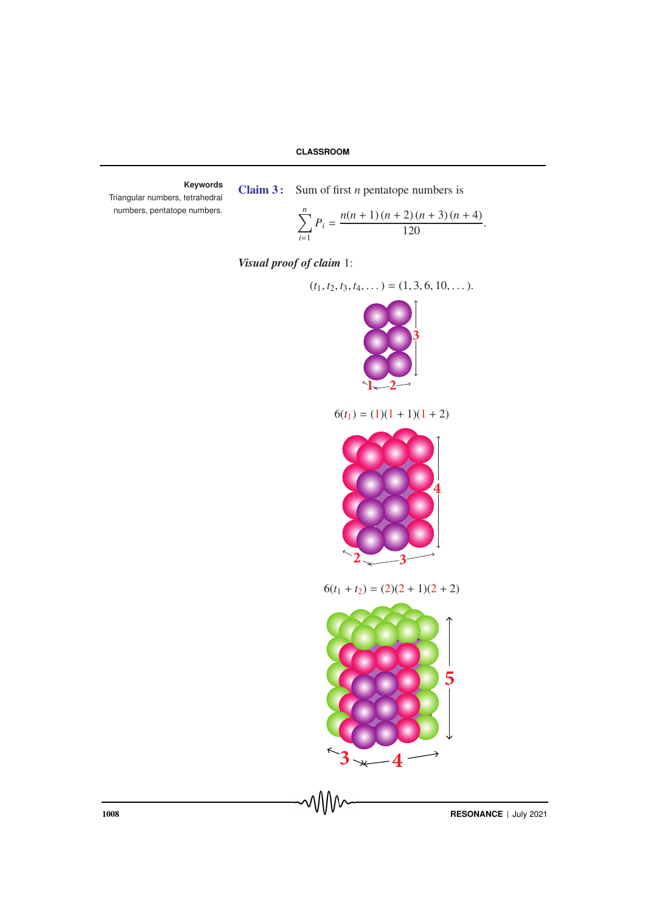**Keywords**

Triangular numbers, tetrahedral numbers, pentatope numbers.

**Claim 3 :** Sum of first $n$ pentatope numbers is

$$\sum_{i=1}^{n} P_i = \frac{n(n+1)(n+2)(n+3)(n+4)}{120}.$$

***Visual proof of claim*** 1:

$$(t_1, t_2, t_3, t_4, \dots) = (1, 3, 6, 10, \dots).$$

$$6(t_1) = (1)(1+1)(1+2)$$

$$6(t_1 + t_2) = (2)(2+1)(2+2)$$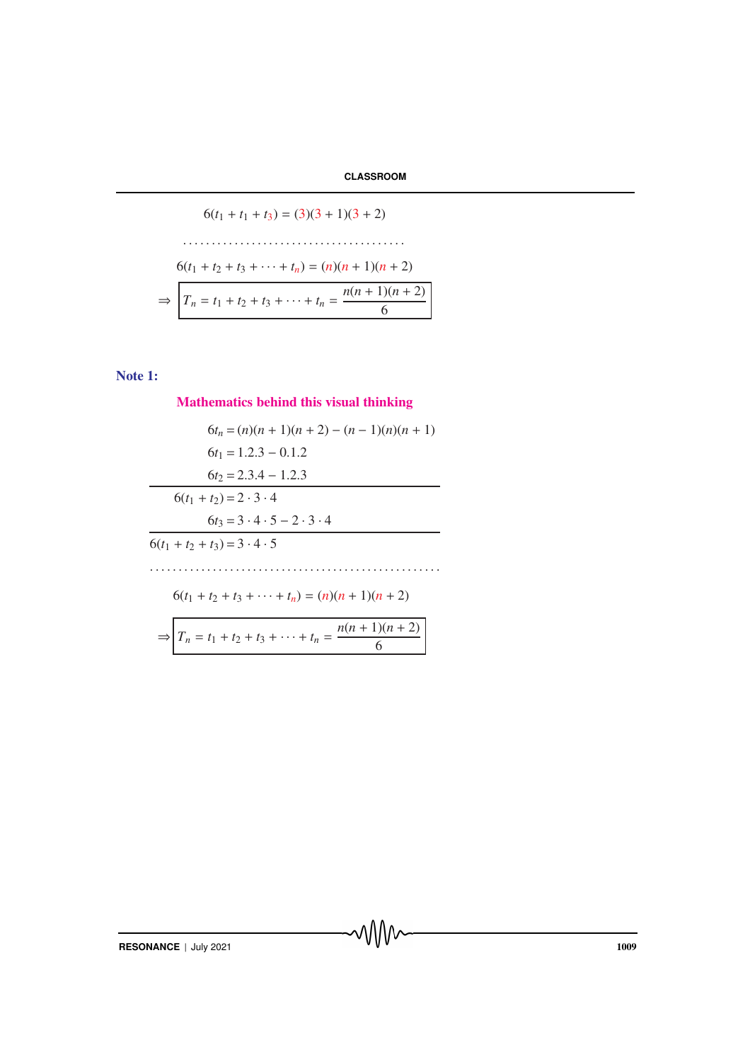$$6(t_1 + t_1 + t_3) = (3)(3 + 1)(3 + 2)$$

. . . . . . . . . . . . . . . . . . . . . . . . . . . . . . . . . . . . . . .

$$6(t_1 + t_2 + t_3 + \cdots + t_n) = (n)(n + 1)(n + 2)$$

$$\Rightarrow \boxed{T_n = t_1 + t_2 + t_3 + \cdots + t_n = \frac{n(n+1)(n+2)}{6}}$$

**Note 1:**

**Mathematics behind this visual thinking**

$$6t_n = (n)(n + 1)(n + 2) - (n - 1)(n)(n + 1)$$

$$6t_1 = 1.2.3 - 0.1.2$$

$$6t_2 = 2.3.4 - 1.2.3$$

---

$$6(t_1 + t_2) = 2 \cdot 3 \cdot 4$$

$$6t_3 = 3 \cdot 4 \cdot 5 - 2 \cdot 3 \cdot 4$$

---

$$6(t_1 + t_2 + t_3) = 3 \cdot 4 \cdot 5$$

. . . . . . . . . . . . . . . . . . . . . . . . . . . . . . . . . . . . . . . . . . . . . . . . . .

$$6(t_1 + t_2 + t_3 + \cdots + t_n) = (n)(n + 1)(n + 2)$$

$$\Rightarrow \boxed{T_n = t_1 + t_2 + t_3 + \cdots + t_n = \frac{n(n+1)(n+2)}{6}}$$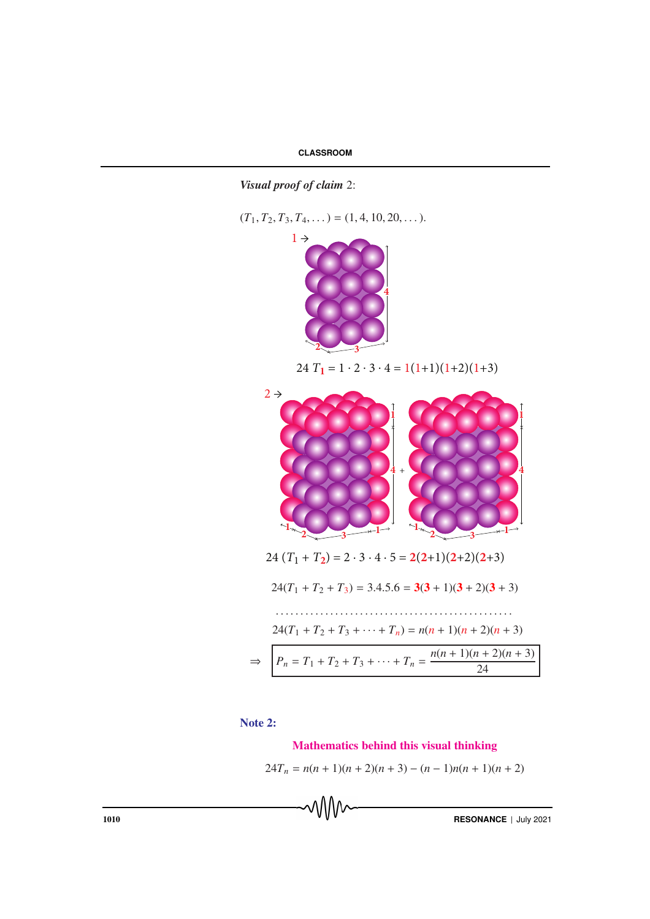***Visual proof of claim*** 2:

$(T_1, T_2, T_3, T_4, \dots) = (1, 4, 10, 20, \dots)$.

1 →

$$24\, T_{\mathbf{1}} = 1 \cdot 2 \cdot 3 \cdot 4 = 1(1{+}1)(1{+}2)(1{+}3)$$

2 →

$$24\, (T_1 + T_{\mathbf{2}}) = 2 \cdot 3 \cdot 4 \cdot 5 = \mathbf{2}(\mathbf{2}{+}1)(\mathbf{2}{+}2)(\mathbf{2}{+}3)$$

$$24(T_1 + T_2 + T_3) = 3.4.5.6 = \mathbf{3}(\mathbf{3} + 1)(\mathbf{3} + 2)(\mathbf{3} + 3)$$

. . . . . . . . . . . . . . . . . . . . . . . . . . . . . . . . . . . . . . . . . . . . . . . .

$$24(T_1 + T_2 + T_3 + \cdots + T_n) = n(n + 1)(n + 2)(n + 3)$$

$$\Rightarrow \quad \boxed{P_n = T_1 + T_2 + T_3 + \cdots + T_n = \frac{n(n + 1)(n + 2)(n + 3)}{24}}$$

**Note 2:**

**Mathematics behind this visual thinking**

$$24T_n = n(n + 1)(n + 2)(n + 3) - (n - 1)n(n + 1)(n + 2)$$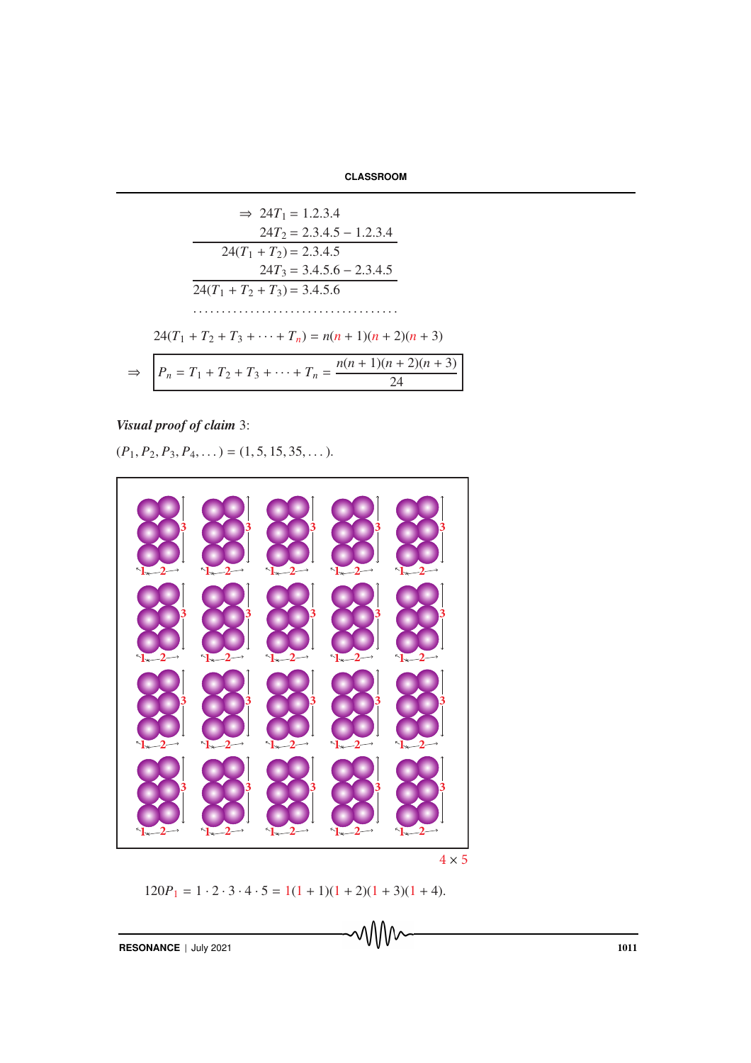$$\Rightarrow \; 24T_1 = 1.2.3.4$$

$$24T_2 = 2.3.4.5 - 1.2.3.4$$

$$24(T_1 + T_2) = 2.3.4.5$$

$$24T_3 = 3.4.5.6 - 2.3.4.5$$

$$24(T_1 + T_2 + T_3) = 3.4.5.6$$

$$\cdots\cdots\cdots\cdots\cdots\cdots\cdots\cdots$$

$$24(T_1 + T_2 + T_3 + \cdots + T_n) = n(n+1)(n+2)(n+3)$$

$$\Rightarrow \boxed{P_n = T_1 + T_2 + T_3 + \cdots + T_n = \frac{n(n+1)(n+2)(n+3)}{24}}$$

***Visual proof of claim*** 3:

$(P_1, P_2, P_3, P_4, \dots) = (1, 5, 15, 35, \dots)$.

$4 \times 5$

$$120P_1 = 1 \cdot 2 \cdot 3 \cdot 4 \cdot 5 = 1(1+1)(1+2)(1+3)(1+4).$$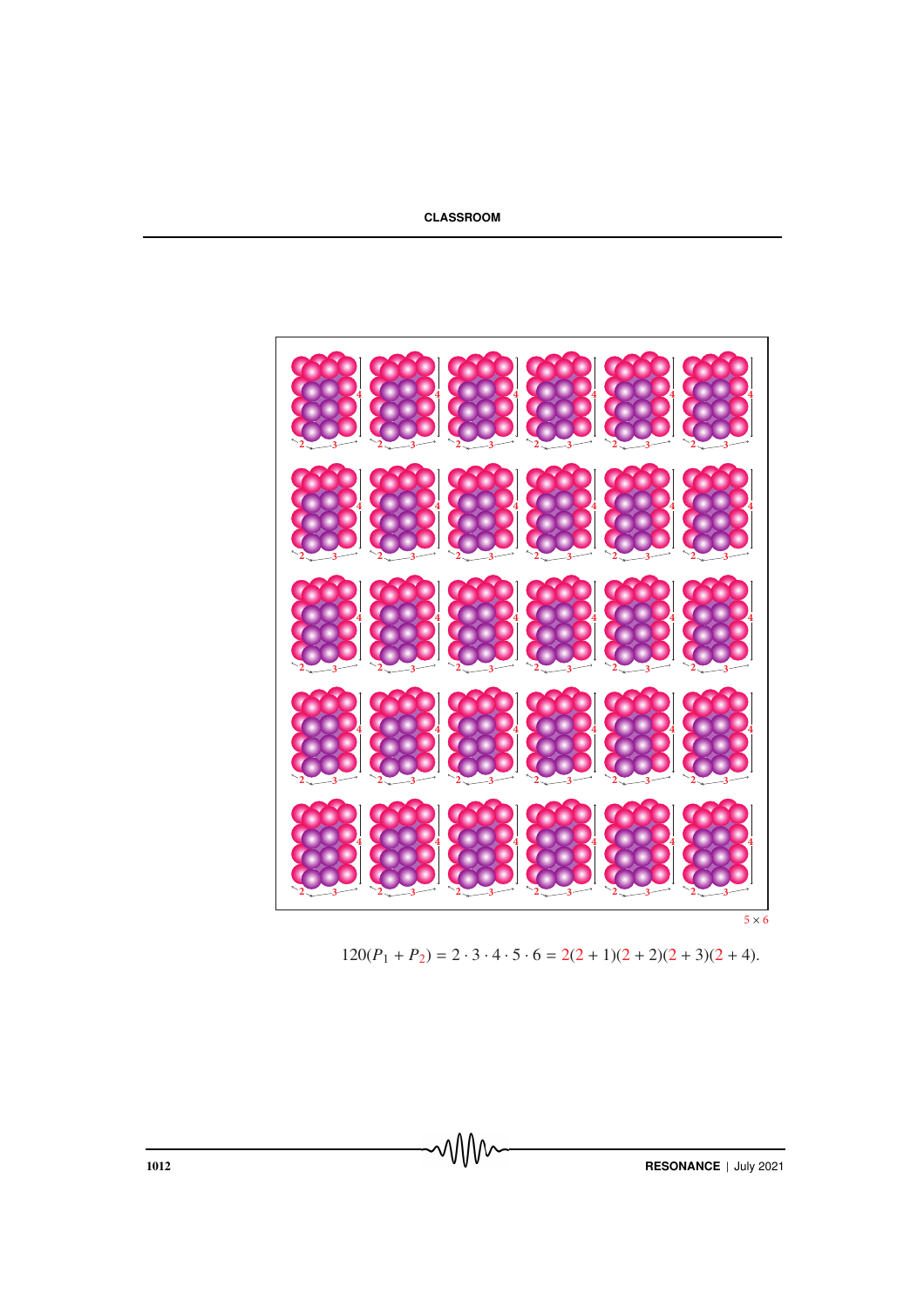$5 \times 6$

$$120(P_1 + P_2) = 2 \cdot 3 \cdot 4 \cdot 5 \cdot 6 = 2(2+1)(2+2)(2+3)(2+4).$$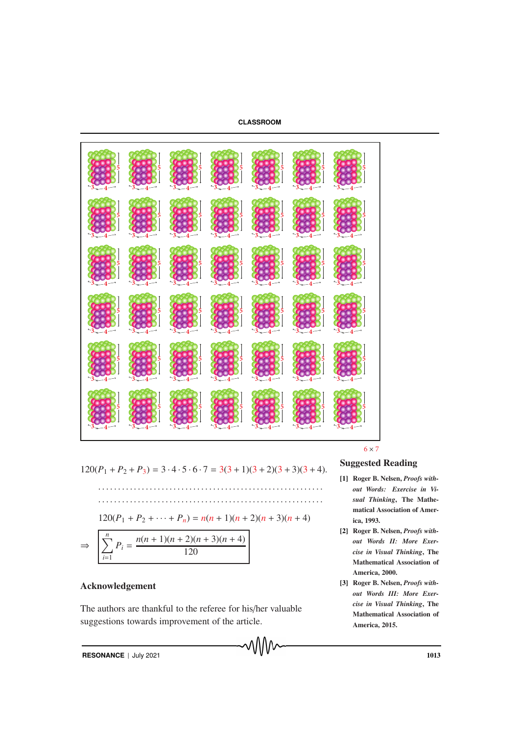$6 \times 7$

$$120(P_1 + P_2 + P_3) = 3 \cdot 4 \cdot 5 \cdot 6 \cdot 7 = 3(3+1)(3+2)(3+3)(3+4).$$

........................................................

........................................................

$$120(P_1 + P_2 + \cdots + P_n) = n(n+1)(n+2)(n+3)(n+4)$$

$$\Rightarrow \boxed{\sum_{i=1}^{n} P_i = \frac{n(n+1)(n+2)(n+3)(n+4)}{120}}$$

### Acknowledgement

The authors are thankful to the referee for his/her valuable suggestions towards improvement of the article.

### Suggested Reading

[1] Roger B. Nelsen, ***Proofs without Words: Exercise in Visual Thinking***, The Mathematical Association of America, 1993.

[2] Roger B. Nelsen, ***Proofs without Words II: More Exercise in Visual Thinking***, The Mathematical Association of America, 2000.

[3] Roger B. Nelsen, ***Proofs without Words III: More Exercise in Visual Thinking***, The Mathematical Association of America, 2015.